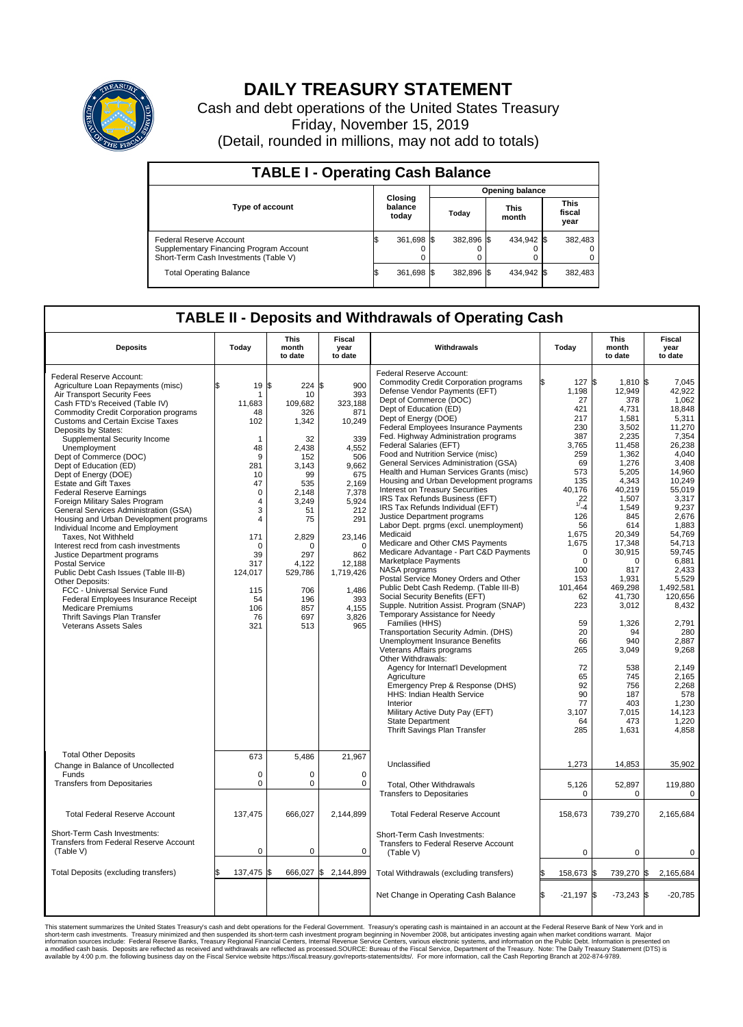# DAILY TREASURY STATEMENT

Cash and debt operations of the United States Treasury
Friday, November 15, 2019
(Detail, rounded in millions, may not add to totals)

## TABLE I - Operating Cash Balance

| Type of account | Closing balance today | Opening balance Today | Opening balance This month | Opening balance This fiscal year |
|---|---|---|---|---|
| Federal Reserve Account | $ 361,698 | $ 382,896 | $ 434,942 | $ 382,483 |
| Supplementary Financing Program Account | 0 | 0 | 0 | 0 |
| Short-Term Cash Investments (Table V) | 0 | 0 | 0 | 0 |
| Total Operating Balance | $ 361,698 | $ 382,896 | $ 434,942 | $ 382,483 |

## TABLE II - Deposits and Withdrawals of Operating Cash

| Deposits | Today | This month to date | Fiscal year to date |
|---|---|---|---|
| Federal Reserve Account: | | | |
| Agriculture Loan Repayments (misc) | $ 19 | $ 224 | $ 900 |
| Air Transport Security Fees | 1 | 10 | 393 |
| Cash FTD's Received (Table IV) | 11,683 | 109,682 | 323,188 |
| Commodity Credit Corporation programs | 48 | 326 | 871 |
| Customs and Certain Excise Taxes | 102 | 1,342 | 10,249 |
| Deposits by States: | | | |
| Supplemental Security Income | 1 | 32 | 339 |
| Unemployment | 48 | 2,438 | 4,552 |
| Dept of Commerce (DOC) | 9 | 152 | 506 |
| Dept of Education (ED) | 281 | 3,143 | 9,662 |
| Dept of Energy (DOE) | 10 | 99 | 675 |
| Estate and Gift Taxes | 47 | 535 | 2,169 |
| Federal Reserve Earnings | 0 | 2,148 | 7,378 |
| Foreign Military Sales Program | 4 | 3,249 | 5,924 |
| General Services Administration (GSA) | 3 | 51 | 212 |
| Housing and Urban Development programs | 4 | 75 | 291 |
| Individual Income and Employment Taxes, Not Withheld | 171 | 2,829 | 23,146 |
| Interest recd from cash investments | 0 | 0 | 0 |
| Justice Department programs | 39 | 297 | 862 |
| Postal Service | 317 | 4,122 | 12,188 |
| Public Debt Cash Issues (Table III-B) | 124,017 | 529,786 | 1,719,426 |
| Other Deposits: | | | |
| FCC - Universal Service Fund | 115 | 706 | 1,486 |
| Federal Employees Insurance Receipt | 54 | 196 | 393 |
| Medicare Premiums | 106 | 857 | 4,155 |
| Thrift Savings Plan Transfer | 76 | 697 | 3,826 |
| Veterans Assets Sales | 321 | 513 | 965 |
| Total Other Deposits | 673 | 5,486 | 21,967 |
| Change in Balance of Uncollected Funds | 0 | 0 | 0 |
| Transfers from Depositaries | 0 | 0 | 0 |
| Total Federal Reserve Account | 137,475 | 666,027 | 2,144,899 |
| Short-Term Cash Investments: Transfers from Federal Reserve Account (Table V) | 0 | 0 | 0 |
| Total Deposits (excluding transfers) | $ 137,475 | $ 666,027 | $ 2,144,899 |

| Withdrawals | Today | This month to date | Fiscal year to date |
|---|---|---|---|
| Federal Reserve Account: | | | |
| Commodity Credit Corporation programs | $ 127 | $ 1,810 | $ 7,045 |
| Defense Vendor Payments (EFT) | 1,198 | 12,949 | 42,922 |
| Dept of Commerce (DOC) | 27 | 378 | 1,062 |
| Dept of Education (ED) | 421 | 4,731 | 18,848 |
| Dept of Energy (DOE) | 217 | 1,581 | 5,311 |
| Federal Employees Insurance Payments | 230 | 3,502 | 11,270 |
| Fed. Highway Administration programs | 387 | 2,235 | 7,354 |
| Federal Salaries (EFT) | 3,765 | 11,458 | 26,238 |
| Food and Nutrition Service (misc) | 259 | 1,362 | 4,040 |
| General Services Administration (GSA) | 69 | 1,276 | 3,408 |
| Health and Human Services Grants (misc) | 573 | 5,205 | 14,960 |
| Housing and Urban Development programs | 135 | 4,343 | 10,249 |
| Interest on Treasury Securities | 40,176 | 40,219 | 55,019 |
| IRS Tax Refunds Business (EFT) | 22 | 1,507 | 3,317 |
| IRS Tax Refunds Individual (EFT) | [1] -4 | 1,549 | 9,237 |
| Justice Department programs | 126 | 845 | 2,676 |
| Labor Dept. prgms (excl. unemployment) | 56 | 614 | 1,883 |
| Medicaid | 1,675 | 20,349 | 54,769 |
| Medicare and Other CMS Payments | 1,675 | 17,348 | 54,713 |
| Medicare Advantage - Part C&D Payments | 0 | 30,915 | 59,745 |
| Marketplace Payments | 0 | 0 | 6,881 |
| NASA programs | 100 | 817 | 2,433 |
| Postal Service Money Orders and Other | 153 | 1,931 | 5,529 |
| Public Debt Cash Redemp. (Table III-B) | 101,464 | 469,298 | 1,492,581 |
| Social Security Benefits (EFT) | 62 | 41,730 | 120,656 |
| Supple. Nutrition Assist. Program (SNAP) | 223 | 3,012 | 8,432 |
| Temporary Assistance for Needy Families (HHS) | 59 | 1,326 | 2,791 |
| Transportation Security Admin. (DHS) | 20 | 94 | 280 |
| Unemployment Insurance Benefits | 66 | 940 | 2,887 |
| Veterans Affairs programs | 265 | 3,049 | 9,268 |
| Other Withdrawals: | | | |
| Agency for Internat'l Development | 72 | 538 | 2,149 |
| Agriculture | 65 | 745 | 2,165 |
| Emergency Prep & Response (DHS) | 92 | 756 | 2,268 |
| HHS: Indian Health Service | 90 | 187 | 578 |
| Interior | 77 | 403 | 1,230 |
| Military Active Duty Pay (EFT) | 3,107 | 7,015 | 14,123 |
| State Department | 64 | 473 | 1,220 |
| Thrift Savings Plan Transfer | 285 | 1,631 | 4,858 |
| Unclassified | 1,273 | 14,853 | 35,902 |
| Total, Other Withdrawals | 5,126 | 52,897 | 119,880 |
| Transfers to Depositaries | 0 | 0 | 0 |
| Total Federal Reserve Account | 158,673 | 739,270 | 2,165,684 |
| Short-Term Cash Investments: Transfers to Federal Reserve Account (Table V) | 0 | 0 | 0 |
| Total Withdrawals (excluding transfers) | $ 158,673 | $ 739,270 | $ 2,165,684 |
| Net Change in Operating Cash Balance | $ -21,197 | $ -73,243 | $ -20,785 |

This statement summarizes the United States Treasury's cash and debt operations for the Federal Government. Treasury's operating cash is maintained in an account at the Federal Reserve Bank of New York and in short-term cash investments. Treasury minimized and then suspended its short-term cash investment program beginning in November 2008, but anticipates investing again when market conditions warrant. Major information sources include: Federal Reserve Banks, Treasury Regional Financial Centers, Internal Revenue Service Centers, various electronic systems, and information on the Public Debt. Information is presented on a modified cash basis. Deposits are reflected as received and withdrawals are reflected as processed.SOURCE: Bureau of the Fiscal Service, Department of the Treasury. Note: The Daily Treasury Statement (DTS) is available by 4:00 p.m. the following business day on the Fiscal Service website https://fiscal.treasury.gov/reports-statements/dts/. For more information, call the Cash Reporting Branch at 202-874-9789.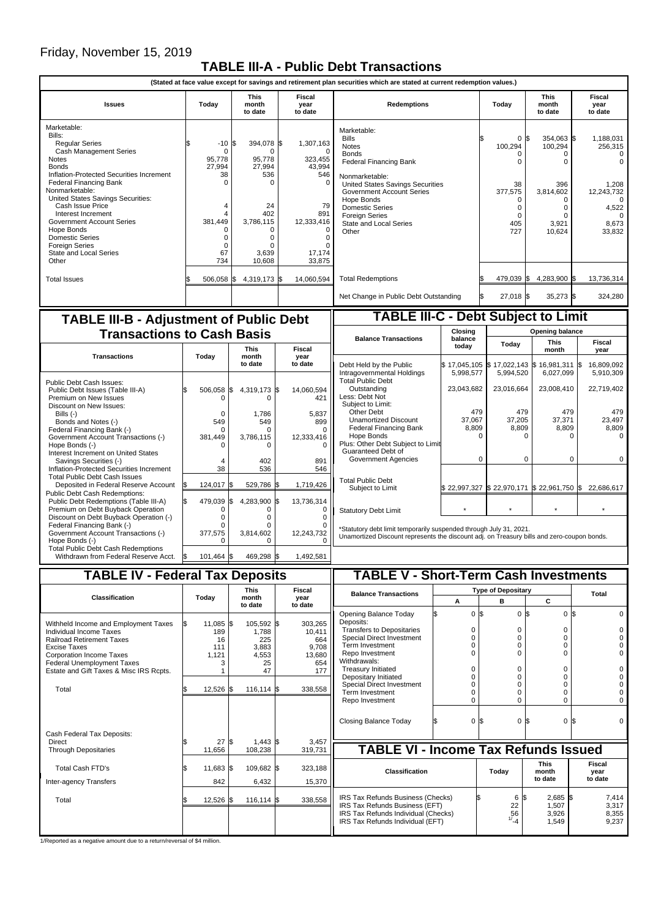Friday, November 15, 2019

# TABLE III-A - Public Debt Transactions

(Stated at face value except for savings and retirement plan securities which are stated at current redemption values.)

| Issues | Today | This month to date | Fiscal year to date |
|---|---|---|---|
| Marketable: | | | |
| Bills: | | | |
| Regular Series | $ -10 | $ 394,078 | $ 1,307,163 |
| Cash Management Series | 0 | 0 | 0 |
| Notes | 95,778 | 95,778 | 323,455 |
| Bonds | 27,994 | 27,994 | 43,994 |
| Inflation-Protected Securities Increment | 38 | 536 | 546 |
| Federal Financing Bank | 0 | 0 | 0 |
| Nonmarketable: | | | |
| United States Savings Securities: | | | |
| Cash Issue Price | 4 | 24 | 79 |
| Interest Increment | 4 | 402 | 891 |
| Government Account Series | 381,449 | 3,786,115 | 12,333,416 |
| Hope Bonds | 0 | 0 | 0 |
| Domestic Series | 0 | 0 | 0 |
| Foreign Series | 0 | 0 | 0 |
| State and Local Series | 67 | 3,639 | 17,174 |
| Other | 734 | 10,608 | 33,875 |
| Total Issues | $ 506,058 | $ 4,319,173 | $ 14,060,594 |

| Redemptions | Today | This month to date | Fiscal year to date |
|---|---|---|---|
| Marketable: | | | |
| Bills | $ 0 | $ 354,063 | $ 1,188,031 |
| Notes | 100,294 | 100,294 | 256,315 |
| Bonds | 0 | 0 | 0 |
| Federal Financing Bank | 0 | 0 | 0 |
| Nonmarketable: | | | |
| United States Savings Securities | 38 | 396 | 1,208 |
| Government Account Series | 377,575 | 3,814,602 | 12,243,732 |
| Hope Bonds | 0 | 0 | 0 |
| Domestic Series | 0 | 0 | 4,522 |
| Foreign Series | 0 | 0 | 0 |
| State and Local Series | 405 | 3,921 | 8,673 |
| Other | 727 | 10,624 | 33,832 |
| Total Redemptions | $ 479,039 | $ 4,283,900 | $ 13,736,314 |
| Net Change in Public Debt Outstanding | $ 27,018 | $ 35,273 | $ 324,280 |

# TABLE III-B - Adjustment of Public Debt Transactions to Cash Basis

| Transactions | Today | This month to date | Fiscal year to date |
|---|---|---|---|
| Public Debt Cash Issues: | | | |
| Public Debt Issues (Table III-A) | $ 506,058 | $ 4,319,173 | $ 14,060,594 |
| Premium on New Issues | 0 | 0 | 421 |
| Discount on New Issues: | | | |
| Bills (-) | 0 | 1,786 | 5,837 |
| Bonds and Notes (-) | 549 | 549 | 899 |
| Federal Financing Bank (-) | 0 | 0 | 0 |
| Government Account Transactions (-) | 381,449 | 3,786,115 | 12,333,416 |
| Hope Bonds (-) | 0 | 0 | 0 |
| Interest Increment on United States Savings Securities (-) | 4 | 402 | 891 |
| Inflation-Protected Securities Increment | 38 | 536 | 546 |
| Total Public Debt Cash Issues Deposited in Federal Reserve Account | $ 124,017 | $ 529,786 | $ 1,719,426 |
| Public Debt Cash Redemptions: | | | |
| Public Debt Redemptions (Table III-A) | $ 479,039 | $ 4,283,900 | $ 13,736,314 |
| Premium on Debt Buyback Operation | 0 | 0 | 0 |
| Discount on Debt Buyback Operation (-) | 0 | 0 | 0 |
| Federal Financing Bank (-) | 0 | 0 | 0 |
| Government Account Transactions (-) | 377,575 | 3,814,602 | 12,243,732 |
| Hope Bonds (-) | 0 | 0 | 0 |
| Total Public Debt Cash Redemptions Withdrawn from Federal Reserve Acct. | $ 101,464 | $ 469,298 | $ 1,492,581 |

# TABLE III-C - Debt Subject to Limit

| Balance Transactions | Closing balance today | Opening balance Today | Opening balance This month | Opening balance Fiscal year |
|---|---|---|---|---|
| Debt Held by the Public | $ 17,045,105 | $ 17,022,143 | $ 16,981,311 | $ 16,809,092 |
| Intragovernmental Holdings | 5,998,577 | 5,994,520 | 6,027,099 | 5,910,309 |
| Total Public Debt Outstanding | 23,043,682 | 23,016,664 | 23,008,410 | 22,719,402 |
| Less: Debt Not Subject to Limit: | | | | |
| Other Debt | 479 | 479 | 479 | 479 |
| Unamortized Discount | 37,067 | 37,205 | 37,371 | 23,497 |
| Federal Financing Bank | 8,809 | 8,809 | 8,809 | 8,809 |
| Hope Bonds | 0 | 0 | 0 | 0 |
| Plus: Other Debt Subject to Limit | | | | |
| Guaranteed Debt of Government Agencies | 0 | 0 | 0 | 0 |
| Total Public Debt Subject to Limit | $ 22,997,327 | $ 22,970,171 | $ 22,961,750 | $ 22,686,617 |
| Statutory Debt Limit | * | * | * | * |

*Statutory debt limit temporarily suspended through July 31, 2021.
Unamortized Discount represents the discount adj. on Treasury bills and zero-coupon bonds.

# TABLE IV - Federal Tax Deposits

| Classification | Today | This month to date | Fiscal year to date |
|---|---|---|---|
| Withheld Income and Employment Taxes | $ 11,085 | $ 105,592 | $ 303,265 |
| Individual Income Taxes | 189 | 1,788 | 10,411 |
| Railroad Retirement Taxes | 16 | 225 | 664 |
| Excise Taxes | 111 | 3,883 | 9,708 |
| Corporation Income Taxes | 1,121 | 4,553 | 13,680 |
| Federal Unemployment Taxes | 3 | 25 | 654 |
| Estate and Gift Taxes & Misc IRS Rcpts. | 1 | 47 | 177 |
| Total | $ 12,526 | $ 116,114 | $ 338,558 |
| Cash Federal Tax Deposits: | | | |
| Direct | $ 27 | $ 1,443 | $ 3,457 |
| Through Depositaries | 11,656 | 108,238 | 319,731 |
| Total Cash FTD's | $ 11,683 | $ 109,682 | $ 323,188 |
| Inter-agency Transfers | 842 | 6,432 | 15,370 |
| Total | $ 12,526 | $ 116,114 | $ 338,558 |

# TABLE V - Short-Term Cash Investments

| Balance Transactions | Type of Depositary A | B | C | Total |
|---|---|---|---|---|
| Opening Balance Today | $ 0 | $ 0 | $ 0 | $ 0 |
| Deposits: | | | | |
| Transfers to Depositaries | 0 | 0 | 0 | 0 |
| Special Direct Investment | 0 | 0 | 0 | 0 |
| Term Investment | 0 | 0 | 0 | 0 |
| Repo Investment | 0 | 0 | 0 | 0 |
| Withdrawals: | | | | |
| Treasury Initiated | 0 | 0 | 0 | 0 |
| Depositary Initiated | 0 | 0 | 0 | 0 |
| Special Direct Investment | 0 | 0 | 0 | 0 |
| Term Investment | 0 | 0 | 0 | 0 |
| Repo Investment | 0 | 0 | 0 | 0 |
| Closing Balance Today | $ 0 | $ 0 | $ 0 | $ 0 |

# TABLE VI - Income Tax Refunds Issued

| Classification | Today | This month to date | Fiscal year to date |
|---|---|---|---|
| IRS Tax Refunds Business (Checks) | $ 6 | $ 2,685 | $ 7,414 |
| IRS Tax Refunds Business (EFT) | 22 | 1,507 | 3,317 |
| IRS Tax Refunds Individual (Checks) | 56 | 3,926 | 8,355 |
| IRS Tax Refunds Individual (EFT) | [1/] -4 | 1,549 | 9,237 |

1/Reported as a negative amount due to a return/reversal of $4 million.